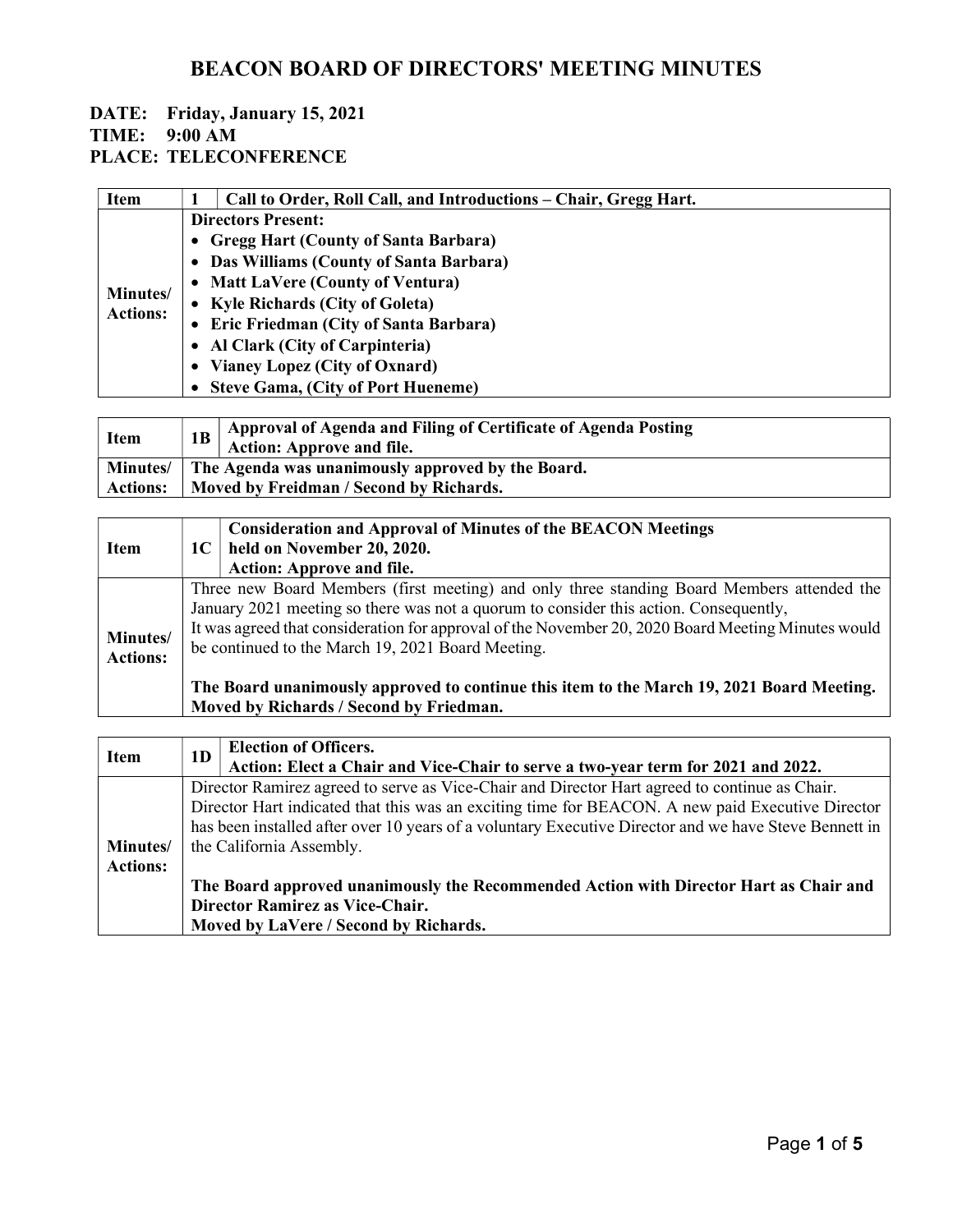# BEACON BOARD OF DIRECTORS' MEETING MINUTES

**DATE: Friday, January 15, 2021**
**TIME: 9:00 AM**
**PLACE: TELECONFERENCE**

| Item | 1 | Call to Order, Roll Call, and Introductions – Chair, Gregg Hart. |
|---|---|---|
| Minutes/ Actions: | **Directors Present:**<br>• Gregg Hart (County of Santa Barbara)<br>• Das Williams (County of Santa Barbara)<br>• Matt LaVere (County of Ventura)<br>• Kyle Richards (City of Goleta)<br>• Eric Friedman (City of Santa Barbara)<br>• Al Clark (City of Carpinteria)<br>• Vianey Lopez (City of Oxnard)<br>• Steve Gama, (City of Port Hueneme) | |

| Item | 1B | Approval of Agenda and Filing of Certificate of Agenda Posting<br>Action: Approve and file. |
|---|---|---|
| Minutes/ Actions: | **The Agenda was unanimously approved by the Board.<br>Moved by Freidman / Second by Richards.** | |

| Item | 1C | Consideration and Approval of Minutes of the BEACON Meetings held on November 20, 2020.<br>Action: Approve and file. |
|---|---|---|
| Minutes/ Actions: | Three new Board Members (first meeting) and only three standing Board Members attended the January 2021 meeting so there was not a quorum to consider this action. Consequently,<br>It was agreed that consideration for approval of the November 20, 2020 Board Meeting Minutes would be continued to the March 19, 2021 Board Meeting.<br><br>**The Board unanimously approved to continue this item to the March 19, 2021 Board Meeting.<br>Moved by Richards / Second by Friedman.** | |

| Item | 1D | Election of Officers.<br>Action: Elect a Chair and Vice-Chair to serve a two-year term for 2021 and 2022. |
|---|---|---|
| Minutes/ Actions: | Director Ramirez agreed to serve as Vice-Chair and Director Hart agreed to continue as Chair. Director Hart indicated that this was an exciting time for BEACON. A new paid Executive Director has been installed after over 10 years of a voluntary Executive Director and we have Steve Bennett in the California Assembly.<br><br>**The Board approved unanimously the Recommended Action with Director Hart as Chair and Director Ramirez as Vice-Chair.<br>Moved by LaVere / Second by Richards.** | |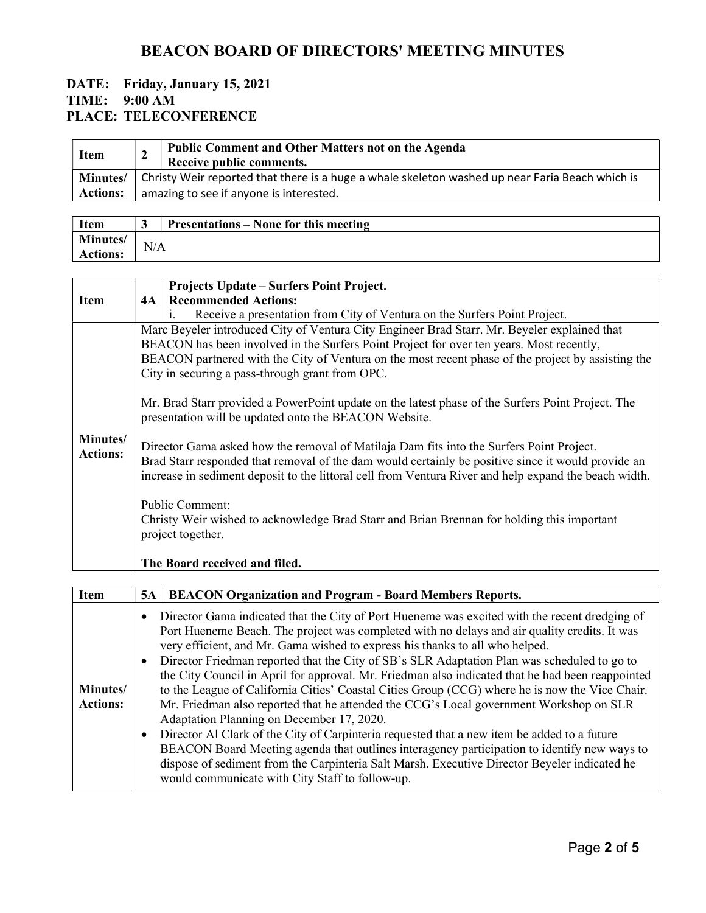# BEACON BOARD OF DIRECTORS' MEETING MINUTES

**DATE: Friday, January 15, 2021**
**TIME: 9:00 AM**
**PLACE: TELECONFERENCE**

| **Item** | **2** | **Public Comment and Other Matters not on the Agenda**<br>**Receive public comments.** |
|---|---|---|
| **Minutes/ Actions:** | Christy Weir reported that there is a huge whale skeleton washed up near Faria Beach which is amazing to see if anyone is interested. | |

| **Item** | **3** | **Presentations – None for this meeting** |
|---|---|---|
| **Minutes/ Actions:** | N/A | |

| **Item** | **4A** | **Projects Update – Surfers Point Project.**<br>**Recommended Actions:**<br>i. Receive a presentation from City of Ventura on the Surfers Point Project. |
|---|---|---|
| **Minutes/ Actions:** | Marc Beyeler introduced City of Ventura City Engineer Brad Starr. Mr. Beyeler explained that BEACON has been involved in the Surfers Point Project for over ten years. Most recently, BEACON partnered with the City of Ventura on the most recent phase of the project by assisting the City in securing a pass-through grant from OPC.<br><br>Mr. Brad Starr provided a PowerPoint update on the latest phase of the Surfers Point Project. The presentation will be updated onto the BEACON Website.<br><br>Director Gama asked how the removal of Matilaja Dam fits into the Surfers Point Project. Brad Starr responded that removal of the dam would certainly be positive since it would provide an increase in sediment deposit to the littoral cell from Ventura River and help expand the beach width.<br><br>Public Comment:<br>Christy Weir wished to acknowledge Brad Starr and Brian Brennan for holding this important project together.<br><br>**The Board received and filed.** | |

| **Item** | **5A** | **BEACON Organization and Program - Board Members Reports.** |
|---|---|---|
| **Minutes/ Actions:** | • Director Gama indicated that the City of Port Hueneme was excited with the recent dredging of Port Hueneme Beach. The project was completed with no delays and air quality credits. It was very efficient, and Mr. Gama wished to express his thanks to all who helped.<br>• Director Friedman reported that the City of SB's SLR Adaptation Plan was scheduled to go to the City Council in April for approval. Mr. Friedman also indicated that he had been reappointed to the League of California Cities' Coastal Cities Group (CCG) where he is now the Vice Chair. Mr. Friedman also reported that he attended the CCG's Local government Workshop on SLR Adaptation Planning on December 17, 2020.<br>• Director Al Clark of the City of Carpinteria requested that a new item be added to a future BEACON Board Meeting agenda that outlines interagency participation to identify new ways to dispose of sediment from the Carpinteria Salt Marsh. Executive Director Beyeler indicated he would communicate with City Staff to follow-up. | |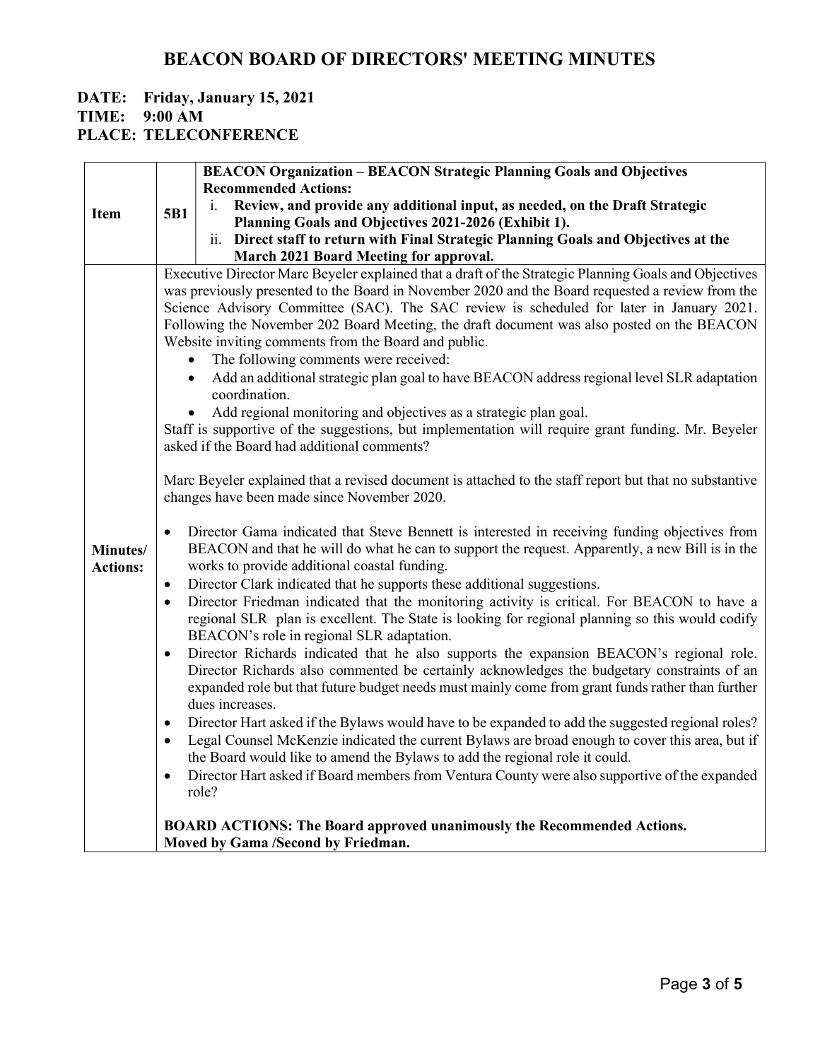# BEACON BOARD OF DIRECTORS' MEETING MINUTES

**DATE: Friday, January 15, 2021**
**TIME: 9:00 AM**
**PLACE: TELECONFERENCE**

| **Item** | **5B1** | **BEACON Organization – BEACON Strategic Planning Goals and Objectives Recommended Actions:** i. **Review, and provide any additional input, as needed, on the Draft Strategic Planning Goals and Objectives 2021-2026 (Exhibit 1).** ii. **Direct staff to return with Final Strategic Planning Goals and Objectives at the March 2021 Board Meeting for approval.** |
|---|---|---|
| **Minutes/ Actions:** | | Executive Director Marc Beyeler explained that a draft of the Strategic Planning Goals and Objectives was previously presented to the Board in November 2020 and the Board requested a review from the Science Advisory Committee (SAC). The SAC review is scheduled for later in January 2021. Following the November 202 Board Meeting, the draft document was also posted on the BEACON Website inviting comments from the Board and public. <br>• The following comments were received: <br>• Add an additional strategic plan goal to have BEACON address regional level SLR adaptation coordination. <br>• Add regional monitoring and objectives as a strategic plan goal. <br>Staff is supportive of the suggestions, but implementation will require grant funding. Mr. Beyeler asked if the Board had additional comments? <br><br>Marc Beyeler explained that a revised document is attached to the staff report but that no substantive changes have been made since November 2020. <br><br>• Director Gama indicated that Steve Bennett is interested in receiving funding objectives from BEACON and that he will do what he can to support the request. Apparently, a new Bill is in the works to provide additional coastal funding. <br>• Director Clark indicated that he supports these additional suggestions. <br>• Director Friedman indicated that the monitoring activity is critical. For BEACON to have a regional SLR plan is excellent. The State is looking for regional planning so this would codify BEACON's role in regional SLR adaptation. <br>• Director Richards indicated that he also supports the expansion BEACON's regional role. Director Richards also commented be certainly acknowledges the budgetary constraints of an expanded role but that future budget needs must mainly come from grant funds rather than further dues increases. <br>• Director Hart asked if the Bylaws would have to be expanded to add the suggested regional roles? <br>• Legal Counsel McKenzie indicated the current Bylaws are broad enough to cover this area, but if the Board would like to amend the Bylaws to add the regional role it could. <br>• Director Hart asked if Board members from Ventura County were also supportive of the expanded role? <br><br>**BOARD ACTIONS: The Board approved unanimously the Recommended Actions.** <br>**Moved by Gama /Second by Friedman.** |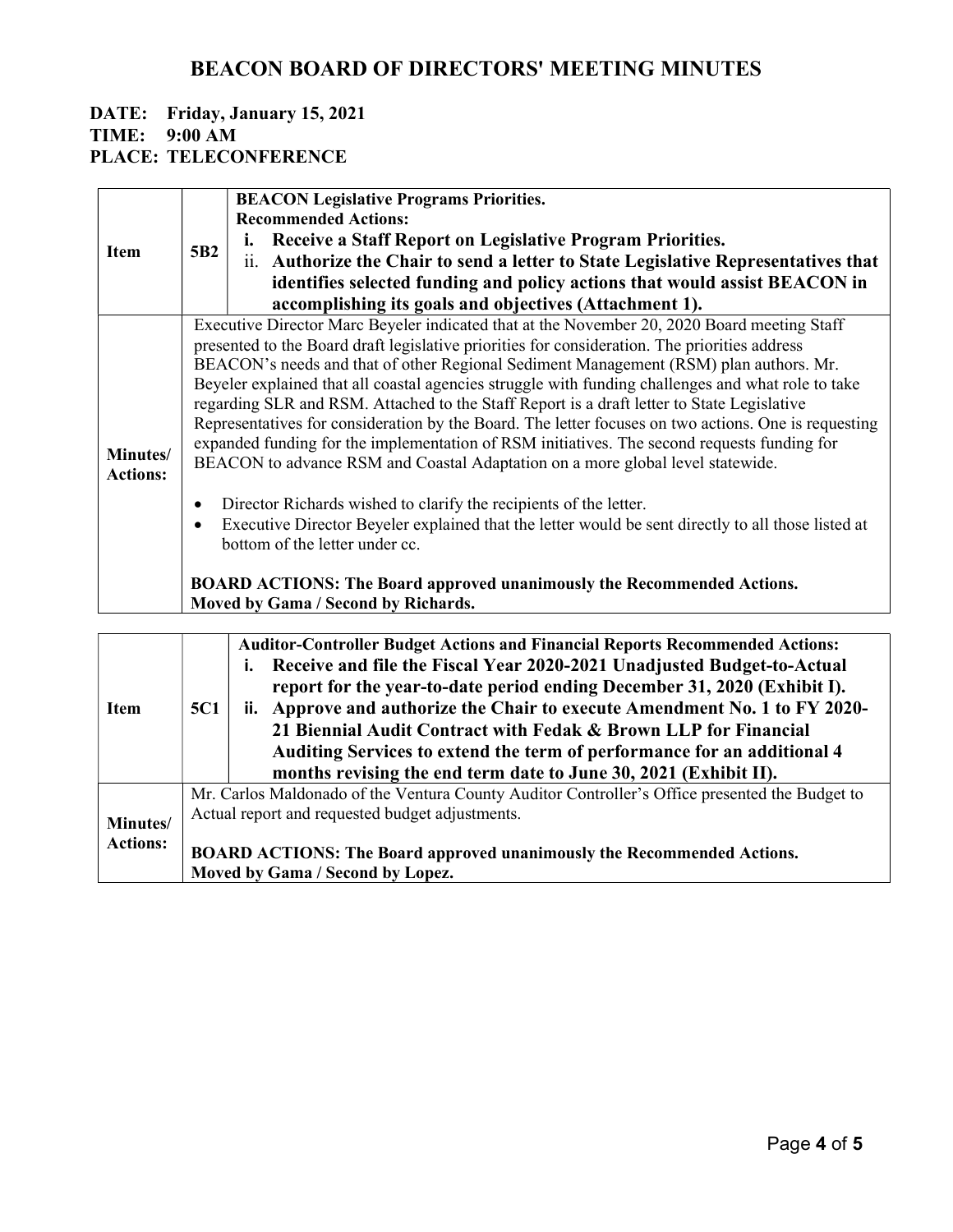# BEACON BOARD OF DIRECTORS' MEETING MINUTES

**DATE: Friday, January 15, 2021**
**TIME: 9:00 AM**
**PLACE: TELECONFERENCE**

| | | |
|---|---|---|
| **Item** | **5B2** | **BEACON Legislative Programs Priorities.**<br>**Recommended Actions:**<br>i. **Receive a Staff Report on Legislative Program Priorities.**<br>ii. **Authorize the Chair to send a letter to State Legislative Representatives that identifies selected funding and policy actions that would assist BEACON in accomplishing its goals and objectives (Attachment 1).** |
| **Minutes/ Actions:** | | Executive Director Marc Beyeler indicated that at the November 20, 2020 Board meeting Staff presented to the Board draft legislative priorities for consideration. The priorities address BEACON's needs and that of other Regional Sediment Management (RSM) plan authors. Mr. Beyeler explained that all coastal agencies struggle with funding challenges and what role to take regarding SLR and RSM. Attached to the Staff Report is a draft letter to State Legislative Representatives for consideration by the Board. The letter focuses on two actions. One is requesting expanded funding for the implementation of RSM initiatives. The second requests funding for BEACON to advance RSM and Coastal Adaptation on a more global level statewide.<br><br>• Director Richards wished to clarify the recipients of the letter.<br>• Executive Director Beyeler explained that the letter would be sent directly to all those listed at bottom of the letter under cc.<br><br>**BOARD ACTIONS: The Board approved unanimously the Recommended Actions.**<br>**Moved by Gama / Second by Richards.** |

| | | |
|---|---|---|
| **Item** | **5C1** | **Auditor-Controller Budget Actions and Financial Reports Recommended Actions:**<br>i. **Receive and file the Fiscal Year 2020-2021 Unadjusted Budget-to-Actual report for the year-to-date period ending December 31, 2020 (Exhibit I).**<br>ii. **Approve and authorize the Chair to execute Amendment No. 1 to FY 2020-21 Biennial Audit Contract with Fedak & Brown LLP for Financial Auditing Services to extend the term of performance for an additional 4 months revising the end term date to June 30, 2021 (Exhibit II).** |
| **Minutes/ Actions:** | | Mr. Carlos Maldonado of the Ventura County Auditor Controller's Office presented the Budget to Actual report and requested budget adjustments.<br><br>**BOARD ACTIONS: The Board approved unanimously the Recommended Actions.**<br>**Moved by Gama / Second by Lopez.** |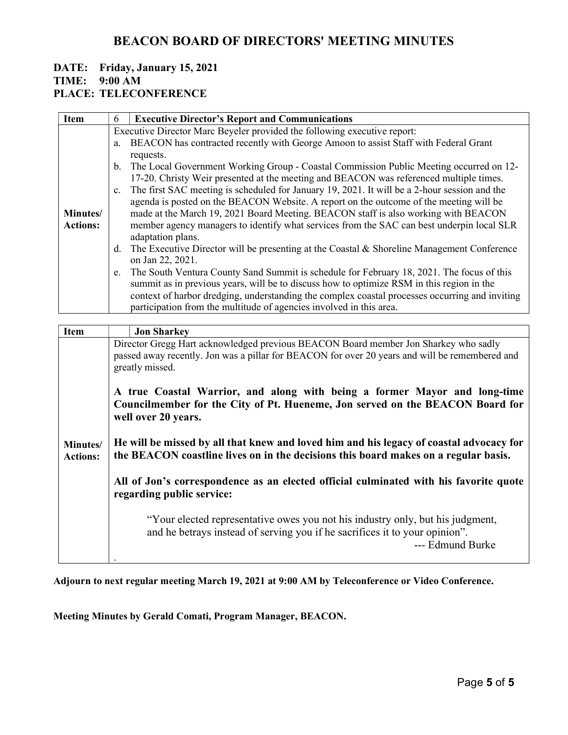# BEACON BOARD OF DIRECTORS' MEETING MINUTES

**DATE: Friday, January 15, 2021**
**TIME: 9:00 AM**
**PLACE: TELECONFERENCE**

| Item | 6 | Executive Director's Report and Communications |
|---|---|---|
| Minutes/ Actions: | | Executive Director Marc Beyeler provided the following executive report:<br>a. BEACON has contracted recently with George Amoon to assist Staff with Federal Grant requests.<br>b. The Local Government Working Group - Coastal Commission Public Meeting occurred on 12-17-20. Christy Weir presented at the meeting and BEACON was referenced multiple times.<br>c. The first SAC meeting is scheduled for January 19, 2021. It will be a 2-hour session and the agenda is posted on the BEACON Website. A report on the outcome of the meeting will be made at the March 19, 2021 Board Meeting. BEACON staff is also working with BEACON member agency managers to identify what services from the SAC can best underpin local SLR adaptation plans.<br>d. The Executive Director will be presenting at the Coastal & Shoreline Management Conference on Jan 22, 2021.<br>e. The South Ventura County Sand Summit is schedule for February 18, 2021. The focus of this summit as in previous years, will be to discuss how to optimize RSM in this region in the context of harbor dredging, understanding the complex coastal processes occurring and inviting participation from the multitude of agencies involved in this area. |

| Item | | Jon Sharkey |
|---|---|---|
| Minutes/ Actions: | | Director Gregg Hart acknowledged previous BEACON Board member Jon Sharkey who sadly passed away recently. Jon was a pillar for BEACON for over 20 years and will be remembered and greatly missed.<br><br>**A true Coastal Warrior, and along with being a former Mayor and long-time Councilmember for the City of Pt. Hueneme, Jon served on the BEACON Board for well over 20 years.**<br><br>**He will be missed by all that knew and loved him and his legacy of coastal advocacy for the BEACON coastline lives on in the decisions this board makes on a regular basis.**<br><br>**All of Jon's correspondence as an elected official culminated with his favorite quote regarding public service:**<br><br>"Your elected representative owes you not his industry only, but his judgment, and he betrays instead of serving you if he sacrifices it to your opinion".<br>--- Edmund Burke<br>. |

**Adjourn to next regular meeting March 19, 2021 at 9:00 AM by Teleconference or Video Conference.**

**Meeting Minutes by Gerald Comati, Program Manager, BEACON.**